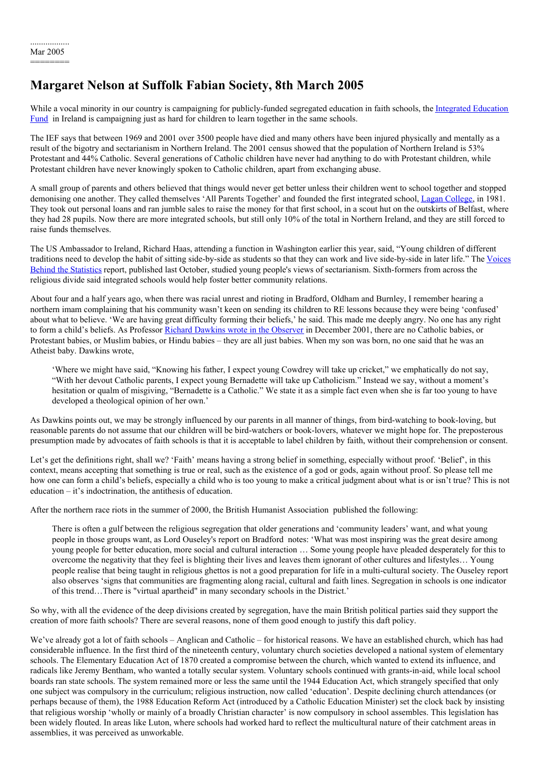..................
Mar 2005
========

# Margaret Nelson at Suffolk Fabian Society, 8th March 2005

While a vocal minority in our country is campaigning for publicly-funded segregated education in faith schools, the Integrated Education Fund in Ireland is campaigning just as hard for children to learn together in the same schools.

The IEF says that between 1969 and 2001 over 3500 people have died and many others have been injured physically and mentally as a result of the bigotry and sectarianism in Northern Ireland. The 2001 census showed that the population of Northern Ireland is 53% Protestant and 44% Catholic. Several generations of Catholic children have never had anything to do with Protestant children, while Protestant children have never knowingly spoken to Catholic children, apart from exchanging abuse.

A small group of parents and others believed that things would never get better unless their children went to school together and stopped demonising one another. They called themselves 'All Parents Together' and founded the first integrated school, Lagan College, in 1981. They took out personal loans and ran jumble sales to raise the money for that first school, in a scout hut on the outskirts of Belfast, where they had 28 pupils. Now there are more integrated schools, but still only 10% of the total in Northern Ireland, and they are still forced to raise funds themselves.

The US Ambassador to Ireland, Richard Haas, attending a function in Washington earlier this year, said, "Young children of different traditions need to develop the habit of sitting side-by-side as students so that they can work and live side-by-side in later life." The Voices Behind the Statistics report, published last October, studied young people's views of sectarianism. Sixth-formers from across the religious divide said integrated schools would help foster better community relations.

About four and a half years ago, when there was racial unrest and rioting in Bradford, Oldham and Burnley, I remember hearing a northern imam complaining that his community wasn't keen on sending its children to RE lessons because they were being 'confused' about what to believe. 'We are having great difficulty forming their beliefs,' he said. This made me deeply angry. No one has any right to form a child's beliefs. As Professor Richard Dawkins wrote in the Observer in December 2001, there are no Catholic babies, or Protestant babies, or Muslim babies, or Hindu babies – they are all just babies. When my son was born, no one said that he was an Atheist baby. Dawkins wrote,

> 'Where we might have said, "Knowing his father, I expect young Cowdrey will take up cricket," we emphatically do not say, "With her devout Catholic parents, I expect young Bernadette will take up Catholicism." Instead we say, without a moment's hesitation or qualm of misgiving, "Bernadette is a Catholic." We state it as a simple fact even when she is far too young to have developed a theological opinion of her own.'

As Dawkins points out, we may be strongly influenced by our parents in all manner of things, from bird-watching to book-loving, but reasonable parents do not assume that our children will be bird-watchers or book-lovers, whatever we might hope for. The preposterous presumption made by advocates of faith schools is that it is acceptable to label children by faith, without their comprehension or consent.

Let's get the definitions right, shall we? 'Faith' means having a strong belief in something, especially without proof. 'Belief', in this context, means accepting that something is true or real, such as the existence of a god or gods, again without proof. So please tell me how one can form a child's beliefs, especially a child who is too young to make a critical judgment about what is or isn't true? This is not education – it's indoctrination, the antithesis of education.

After the northern race riots in the summer of 2000, the British Humanist Association published the following:

> There is often a gulf between the religious segregation that older generations and 'community leaders' want, and what young people in those groups want, as Lord Ouseley's report on Bradford notes: 'What was most inspiring was the great desire among young people for better education, more social and cultural interaction … Some young people have pleaded desperately for this to overcome the negativity that they feel is blighting their lives and leaves them ignorant of other cultures and lifestyles… Young people realise that being taught in religious ghettos is not a good preparation for life in a multi-cultural society. The Ouseley report also observes 'signs that communities are fragmenting along racial, cultural and faith lines. Segregation in schools is one indicator of this trend…There is "virtual apartheid" in many secondary schools in the District.'

So why, with all the evidence of the deep divisions created by segregation, have the main British political parties said they support the creation of more faith schools? There are several reasons, none of them good enough to justify this daft policy.

We've already got a lot of faith schools – Anglican and Catholic – for historical reasons. We have an established church, which has had considerable influence. In the first third of the nineteenth century, voluntary church societies developed a national system of elementary schools. The Elementary Education Act of 1870 created a compromise between the church, which wanted to extend its influence, and radicals like Jeremy Bentham, who wanted a totally secular system. Voluntary schools continued with grants-in-aid, while local school boards ran state schools. The system remained more or less the same until the 1944 Education Act, which strangely specified that only one subject was compulsory in the curriculum; religious instruction, now called 'education'. Despite declining church attendances (or perhaps because of them), the 1988 Education Reform Act (introduced by a Catholic Education Minister) set the clock back by insisting that religious worship 'wholly or mainly of a broadly Christian character' is now compulsory in school assembles. This legislation has been widely flouted. In areas like Luton, where schools had worked hard to reflect the multicultural nature of their catchment areas in assemblies, it was perceived as unworkable.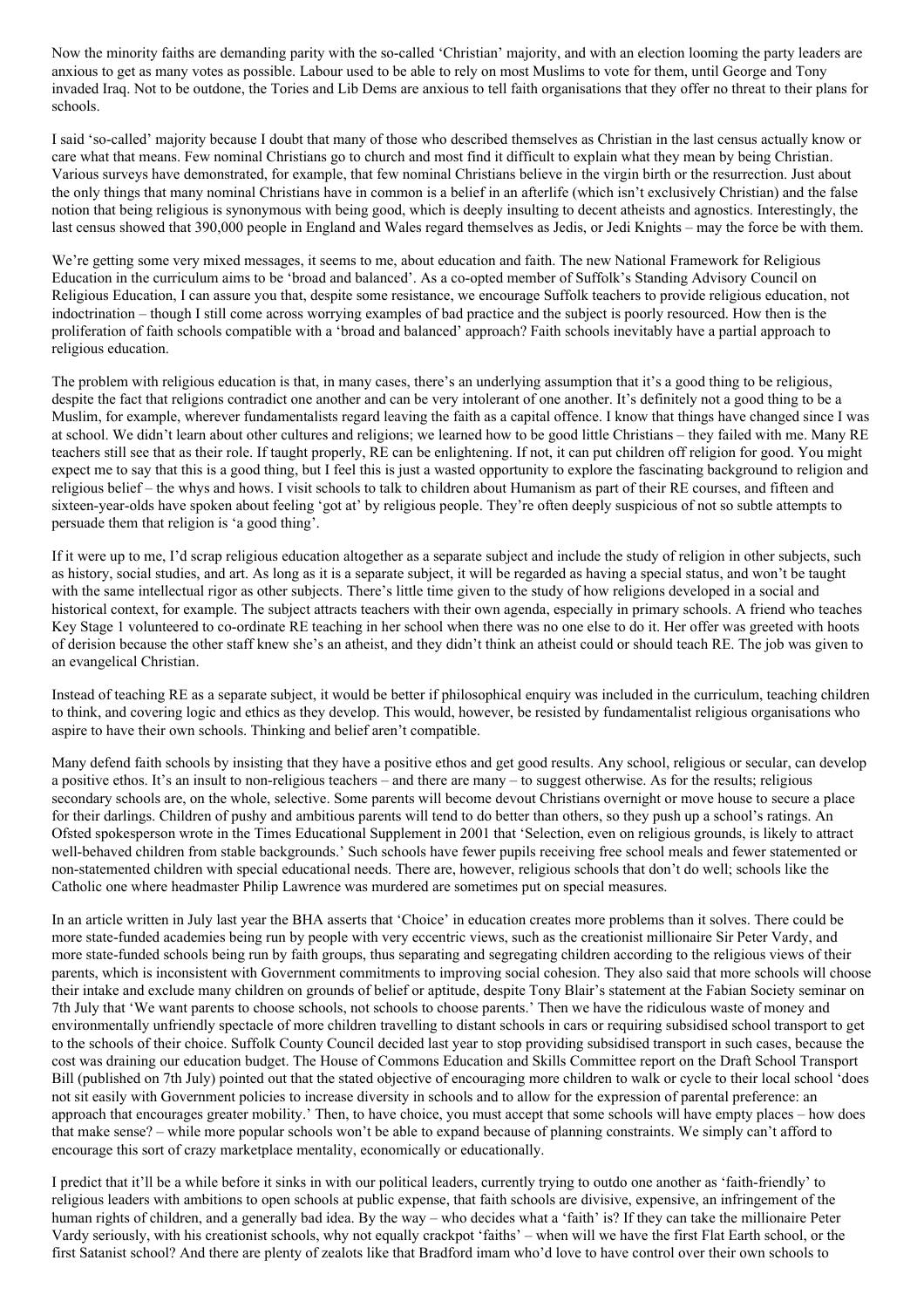Now the minority faiths are demanding parity with the so-called 'Christian' majority, and with an election looming the party leaders are anxious to get as many votes as possible. Labour used to be able to rely on most Muslims to vote for them, until George and Tony invaded Iraq. Not to be outdone, the Tories and Lib Dems are anxious to tell faith organisations that they offer no threat to their plans for schools.

I said 'so-called' majority because I doubt that many of those who described themselves as Christian in the last census actually know or care what that means. Few nominal Christians go to church and most find it difficult to explain what they mean by being Christian. Various surveys have demonstrated, for example, that few nominal Christians believe in the virgin birth or the resurrection. Just about the only things that many nominal Christians have in common is a belief in an afterlife (which isn't exclusively Christian) and the false notion that being religious is synonymous with being good, which is deeply insulting to decent atheists and agnostics. Interestingly, the last census showed that 390,000 people in England and Wales regard themselves as Jedis, or Jedi Knights – may the force be with them.

We're getting some very mixed messages, it seems to me, about education and faith. The new National Framework for Religious Education in the curriculum aims to be 'broad and balanced'. As a co-opted member of Suffolk's Standing Advisory Council on Religious Education, I can assure you that, despite some resistance, we encourage Suffolk teachers to provide religious education, not indoctrination – though I still come across worrying examples of bad practice and the subject is poorly resourced. How then is the proliferation of faith schools compatible with a 'broad and balanced' approach? Faith schools inevitably have a partial approach to religious education.

The problem with religious education is that, in many cases, there's an underlying assumption that it's a good thing to be religious, despite the fact that religions contradict one another and can be very intolerant of one another. It's definitely not a good thing to be a Muslim, for example, wherever fundamentalists regard leaving the faith as a capital offence. I know that things have changed since I was at school. We didn't learn about other cultures and religions; we learned how to be good little Christians – they failed with me. Many RE teachers still see that as their role. If taught properly, RE can be enlightening. If not, it can put children off religion for good. You might expect me to say that this is a good thing, but I feel this is just a wasted opportunity to explore the fascinating background to religion and religious belief – the whys and hows. I visit schools to talk to children about Humanism as part of their RE courses, and fifteen and sixteen-year-olds have spoken about feeling 'got at' by religious people. They're often deeply suspicious of not so subtle attempts to persuade them that religion is 'a good thing'.

If it were up to me, I'd scrap religious education altogether as a separate subject and include the study of religion in other subjects, such as history, social studies, and art. As long as it is a separate subject, it will be regarded as having a special status, and won't be taught with the same intellectual rigor as other subjects. There's little time given to the study of how religions developed in a social and historical context, for example. The subject attracts teachers with their own agenda, especially in primary schools. A friend who teaches Key Stage 1 volunteered to co-ordinate RE teaching in her school when there was no one else to do it. Her offer was greeted with hoots of derision because the other staff knew she's an atheist, and they didn't think an atheist could or should teach RE. The job was given to an evangelical Christian.

Instead of teaching RE as a separate subject, it would be better if philosophical enquiry was included in the curriculum, teaching children to think, and covering logic and ethics as they develop. This would, however, be resisted by fundamentalist religious organisations who aspire to have their own schools. Thinking and belief aren't compatible.

Many defend faith schools by insisting that they have a positive ethos and get good results. Any school, religious or secular, can develop a positive ethos. It's an insult to non-religious teachers – and there are many – to suggest otherwise. As for the results; religious secondary schools are, on the whole, selective. Some parents will become devout Christians overnight or move house to secure a place for their darlings. Children of pushy and ambitious parents will tend to do better than others, so they push up a school's ratings. An Ofsted spokesperson wrote in the Times Educational Supplement in 2001 that 'Selection, even on religious grounds, is likely to attract well-behaved children from stable backgrounds.' Such schools have fewer pupils receiving free school meals and fewer statemented or non-statemented children with special educational needs. There are, however, religious schools that don't do well; schools like the Catholic one where headmaster Philip Lawrence was murdered are sometimes put on special measures.

In an article written in July last year the BHA asserts that 'Choice' in education creates more problems than it solves. There could be more state-funded academies being run by people with very eccentric views, such as the creationist millionaire Sir Peter Vardy, and more state-funded schools being run by faith groups, thus separating and segregating children according to the religious views of their parents, which is inconsistent with Government commitments to improving social cohesion. They also said that more schools will choose their intake and exclude many children on grounds of belief or aptitude, despite Tony Blair's statement at the Fabian Society seminar on 7th July that 'We want parents to choose schools, not schools to choose parents.' Then we have the ridiculous waste of money and environmentally unfriendly spectacle of more children travelling to distant schools in cars or requiring subsidised school transport to get to the schools of their choice. Suffolk County Council decided last year to stop providing subsidised transport in such cases, because the cost was draining our education budget. The House of Commons Education and Skills Committee report on the Draft School Transport Bill (published on 7th July) pointed out that the stated objective of encouraging more children to walk or cycle to their local school 'does not sit easily with Government policies to increase diversity in schools and to allow for the expression of parental preference: an approach that encourages greater mobility.' Then, to have choice, you must accept that some schools will have empty places – how does that make sense? – while more popular schools won't be able to expand because of planning constraints. We simply can't afford to encourage this sort of crazy marketplace mentality, economically or educationally.

I predict that it'll be a while before it sinks in with our political leaders, currently trying to outdo one another as 'faith-friendly' to religious leaders with ambitions to open schools at public expense, that faith schools are divisive, expensive, an infringement of the human rights of children, and a generally bad idea. By the way – who decides what a 'faith' is? If they can take the millionaire Peter Vardy seriously, with his creationist schools, why not equally crackpot 'faiths' – when will we have the first Flat Earth school, or the first Satanist school? And there are plenty of zealots like that Bradford imam who'd love to have control over their own schools to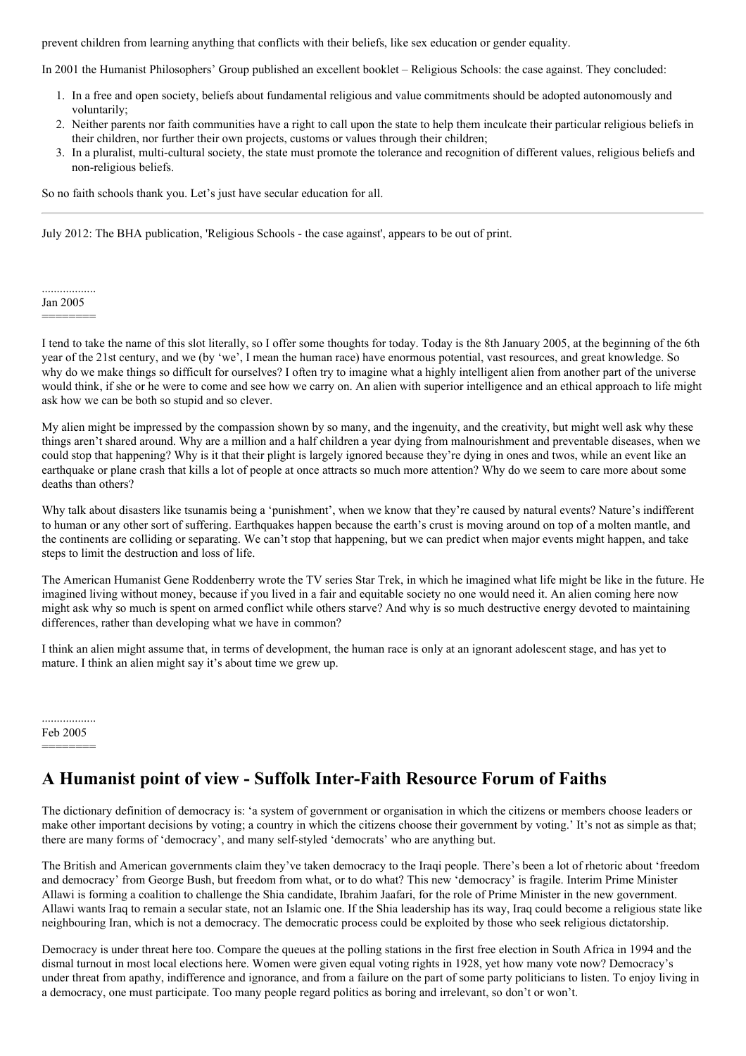prevent children from learning anything that conflicts with their beliefs, like sex education or gender equality.

In 2001 the Humanist Philosophers' Group published an excellent booklet – Religious Schools: the case against. They concluded:

1. In a free and open society, beliefs about fundamental religious and value commitments should be adopted autonomously and voluntarily;
2. Neither parents nor faith communities have a right to call upon the state to help them inculcate their particular religious beliefs in their children, nor further their own projects, customs or values through their children;
3. In a pluralist, multi-cultural society, the state must promote the tolerance and recognition of different values, religious beliefs and non-religious beliefs.

So no faith schools thank you. Let's just have secular education for all.

---

July 2012: The BHA publication, 'Religious Schools - the case against', appears to be out of print.

..................
Jan 2005
=======

I tend to take the name of this slot literally, so I offer some thoughts for today. Today is the 8th January 2005, at the beginning of the 6th year of the 21st century, and we (by 'we', I mean the human race) have enormous potential, vast resources, and great knowledge. So why do we make things so difficult for ourselves? I often try to imagine what a highly intelligent alien from another part of the universe would think, if she or he were to come and see how we carry on. An alien with superior intelligence and an ethical approach to life might ask how we can be both so stupid and so clever.

My alien might be impressed by the compassion shown by so many, and the ingenuity, and the creativity, but might well ask why these things aren't shared around. Why are a million and a half children a year dying from malnourishment and preventable diseases, when we could stop that happening? Why is it that their plight is largely ignored because they're dying in ones and twos, while an event like an earthquake or plane crash that kills a lot of people at once attracts so much more attention? Why do we seem to care more about some deaths than others?

Why talk about disasters like tsunamis being a 'punishment', when we know that they're caused by natural events? Nature's indifferent to human or any other sort of suffering. Earthquakes happen because the earth's crust is moving around on top of a molten mantle, and the continents are colliding or separating. We can't stop that happening, but we can predict when major events might happen, and take steps to limit the destruction and loss of life.

The American Humanist Gene Roddenberry wrote the TV series Star Trek, in which he imagined what life might be like in the future. He imagined living without money, because if you lived in a fair and equitable society no one would need it. An alien coming here now might ask why so much is spent on armed conflict while others starve? And why is so much destructive energy devoted to maintaining differences, rather than developing what we have in common?

I think an alien might assume that, in terms of development, the human race is only at an ignorant adolescent stage, and has yet to mature. I think an alien might say it's about time we grew up.

..................
Feb 2005
=======

## A Humanist point of view - Suffolk Inter-Faith Resource Forum of Faiths

The dictionary definition of democracy is: 'a system of government or organisation in which the citizens or members choose leaders or make other important decisions by voting; a country in which the citizens choose their government by voting.' It's not as simple as that; there are many forms of 'democracy', and many self-styled 'democrats' who are anything but.

The British and American governments claim they've taken democracy to the Iraqi people. There's been a lot of rhetoric about 'freedom and democracy' from George Bush, but freedom from what, or to do what? This new 'democracy' is fragile. Interim Prime Minister Allawi is forming a coalition to challenge the Shia candidate, Ibrahim Jaafari, for the role of Prime Minister in the new government. Allawi wants Iraq to remain a secular state, not an Islamic one. If the Shia leadership has its way, Iraq could become a religious state like neighbouring Iran, which is not a democracy. The democratic process could be exploited by those who seek religious dictatorship.

Democracy is under threat here too. Compare the queues at the polling stations in the first free election in South Africa in 1994 and the dismal turnout in most local elections here. Women were given equal voting rights in 1928, yet how many vote now? Democracy's under threat from apathy, indifference and ignorance, and from a failure on the part of some party politicians to listen. To enjoy living in a democracy, one must participate. Too many people regard politics as boring and irrelevant, so don't or won't.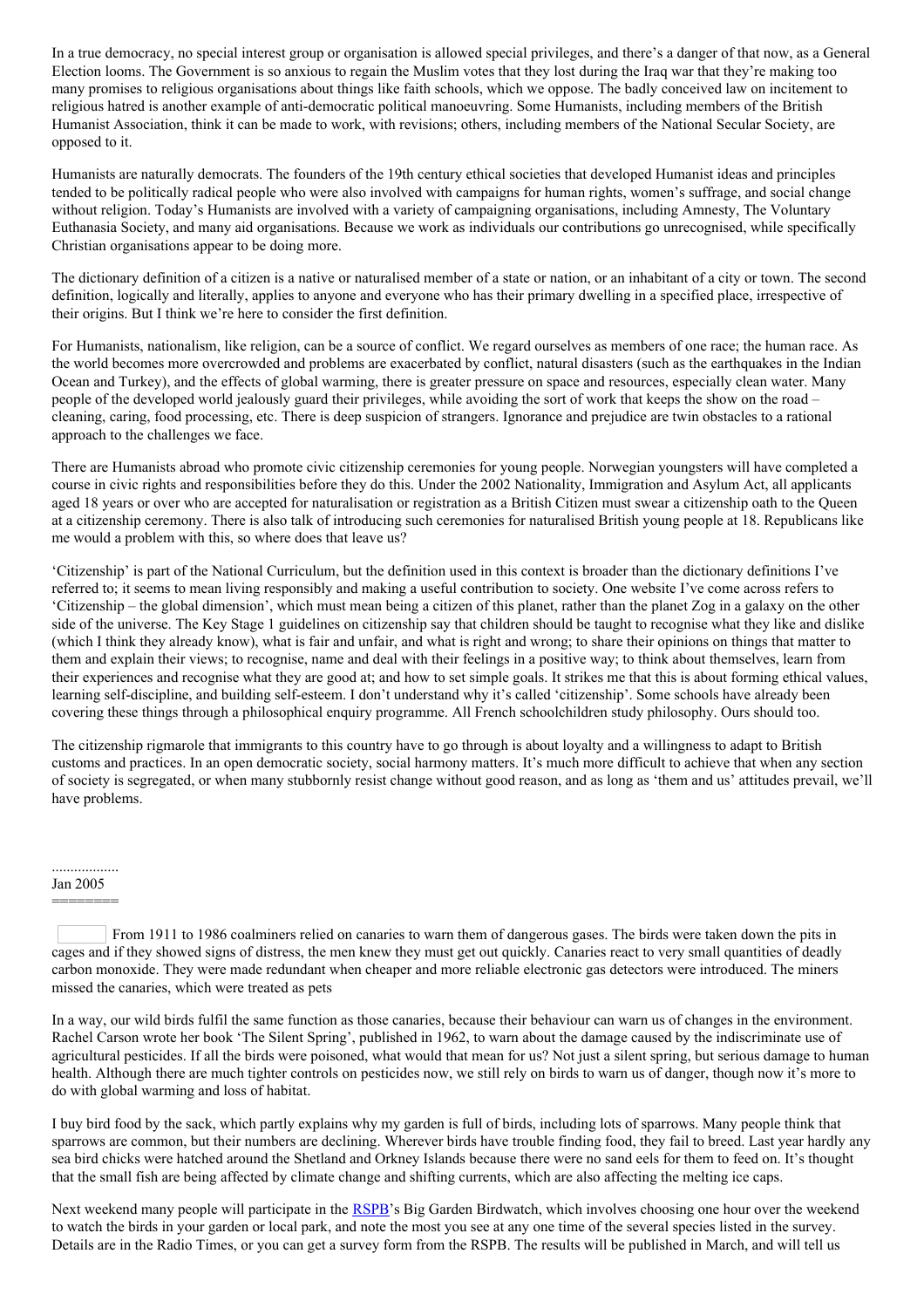In a true democracy, no special interest group or organisation is allowed special privileges, and there's a danger of that now, as a General Election looms. The Government is so anxious to regain the Muslim votes that they lost during the Iraq war that they're making too many promises to religious organisations about things like faith schools, which we oppose. The badly conceived law on incitement to religious hatred is another example of anti-democratic political manoeuvring. Some Humanists, including members of the British Humanist Association, think it can be made to work, with revisions; others, including members of the National Secular Society, are opposed to it.

Humanists are naturally democrats. The founders of the 19th century ethical societies that developed Humanist ideas and principles tended to be politically radical people who were also involved with campaigns for human rights, women's suffrage, and social change without religion. Today's Humanists are involved with a variety of campaigning organisations, including Amnesty, The Voluntary Euthanasia Society, and many aid organisations. Because we work as individuals our contributions go unrecognised, while specifically Christian organisations appear to be doing more.

The dictionary definition of a citizen is a native or naturalised member of a state or nation, or an inhabitant of a city or town. The second definition, logically and literally, applies to anyone and everyone who has their primary dwelling in a specified place, irrespective of their origins. But I think we're here to consider the first definition.

For Humanists, nationalism, like religion, can be a source of conflict. We regard ourselves as members of one race; the human race. As the world becomes more overcrowded and problems are exacerbated by conflict, natural disasters (such as the earthquakes in the Indian Ocean and Turkey), and the effects of global warming, there is greater pressure on space and resources, especially clean water. Many people of the developed world jealously guard their privileges, while avoiding the sort of work that keeps the show on the road – cleaning, caring, food processing, etc. There is deep suspicion of strangers. Ignorance and prejudice are twin obstacles to a rational approach to the challenges we face.

There are Humanists abroad who promote civic citizenship ceremonies for young people. Norwegian youngsters will have completed a course in civic rights and responsibilities before they do this. Under the 2002 Nationality, Immigration and Asylum Act, all applicants aged 18 years or over who are accepted for naturalisation or registration as a British Citizen must swear a citizenship oath to the Queen at a citizenship ceremony. There is also talk of introducing such ceremonies for naturalised British young people at 18. Republicans like me would a problem with this, so where does that leave us?

'Citizenship' is part of the National Curriculum, but the definition used in this context is broader than the dictionary definitions I've referred to; it seems to mean living responsibly and making a useful contribution to society. One website I've come across refers to 'Citizenship – the global dimension', which must mean being a citizen of this planet, rather than the planet Zog in a galaxy on the other side of the universe. The Key Stage 1 guidelines on citizenship say that children should be taught to recognise what they like and dislike (which I think they already know), what is fair and unfair, and what is right and wrong; to share their opinions on things that matter to them and explain their views; to recognise, name and deal with their feelings in a positive way; to think about themselves, learn from their experiences and recognise what they are good at; and how to set simple goals. It strikes me that this is about forming ethical values, learning self-discipline, and building self-esteem. I don't understand why it's called 'citizenship'. Some schools have already been covering these things through a philosophical enquiry programme. All French schoolchildren study philosophy. Ours should too.

The citizenship rigmarole that immigrants to this country have to go through is about loyalty and a willingness to adapt to British customs and practices. In an open democratic society, social harmony matters. It's much more difficult to achieve that when any section of society is segregated, or when many stubbornly resist change without good reason, and as long as 'them and us' attitudes prevail, we'll have problems.

..................

Jan 2005

========

From 1911 to 1986 coalminers relied on canaries to warn them of dangerous gases. The birds were taken down the pits in cages and if they showed signs of distress, the men knew they must get out quickly. Canaries react to very small quantities of deadly carbon monoxide. They were made redundant when cheaper and more reliable electronic gas detectors were introduced. The miners missed the canaries, which were treated as pets

In a way, our wild birds fulfil the same function as those canaries, because their behaviour can warn us of changes in the environment. Rachel Carson wrote her book 'The Silent Spring', published in 1962, to warn about the damage caused by the indiscriminate use of agricultural pesticides. If all the birds were poisoned, what would that mean for us? Not just a silent spring, but serious damage to human health. Although there are much tighter controls on pesticides now, we still rely on birds to warn us of danger, though now it's more to do with global warming and loss of habitat.

I buy bird food by the sack, which partly explains why my garden is full of birds, including lots of sparrows. Many people think that sparrows are common, but their numbers are declining. Wherever birds have trouble finding food, they fail to breed. Last year hardly any sea bird chicks were hatched around the Shetland and Orkney Islands because there were no sand eels for them to feed on. It's thought that the small fish are being affected by climate change and shifting currents, which are also affecting the melting ice caps.

Next weekend many people will participate in the RSPB's Big Garden Birdwatch, which involves choosing one hour over the weekend to watch the birds in your garden or local park, and note the most you see at any one time of the several species listed in the survey. Details are in the Radio Times, or you can get a survey form from the RSPB. The results will be published in March, and will tell us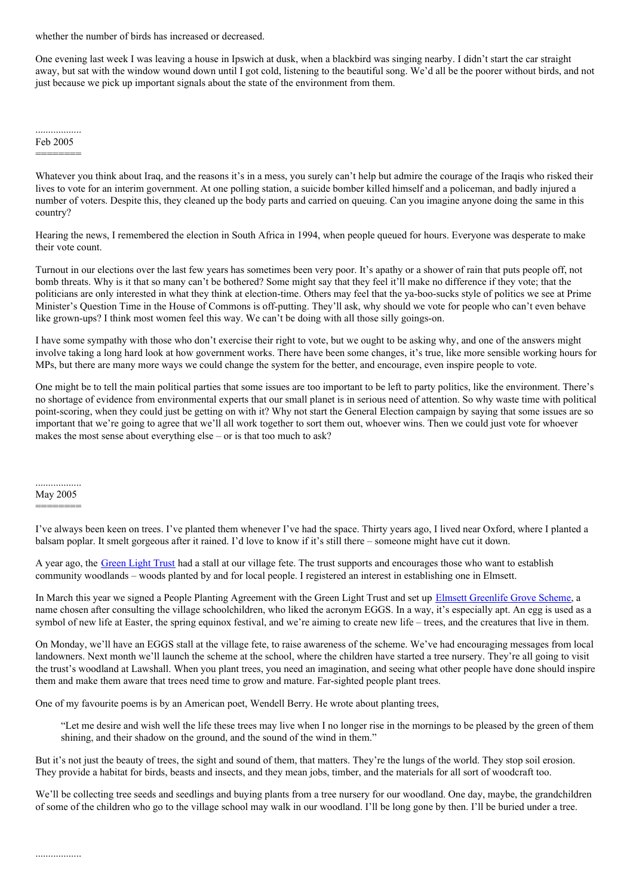whether the number of birds has increased or decreased.

One evening last week I was leaving a house in Ipswich at dusk, when a blackbird was singing nearby. I didn't start the car straight away, but sat with the window wound down until I got cold, listening to the beautiful song. We'd all be the poorer without birds, and not just because we pick up important signals about the state of the environment from them.

..................

## Feb 2005

Whatever you think about Iraq, and the reasons it's in a mess, you surely can't help but admire the courage of the Iraqis who risked their lives to vote for an interim government. At one polling station, a suicide bomber killed himself and a policeman, and badly injured a number of voters. Despite this, they cleaned up the body parts and carried on queuing. Can you imagine anyone doing the same in this country?

Hearing the news, I remembered the election in South Africa in 1994, when people queued for hours. Everyone was desperate to make their vote count.

Turnout in our elections over the last few years has sometimes been very poor. It's apathy or a shower of rain that puts people off, not bomb threats. Why is it that so many can't be bothered? Some might say that they feel it'll make no difference if they vote; that the politicians are only interested in what they think at election-time. Others may feel that the ya-boo-sucks style of politics we see at Prime Minister's Question Time in the House of Commons is off-putting. They'll ask, why should we vote for people who can't even behave like grown-ups? I think most women feel this way. We can't be doing with all those silly goings-on.

I have some sympathy with those who don't exercise their right to vote, but we ought to be asking why, and one of the answers might involve taking a long hard look at how government works. There have been some changes, it's true, like more sensible working hours for MPs, but there are many more ways we could change the system for the better, and encourage, even inspire people to vote.

One might be to tell the main political parties that some issues are too important to be left to party politics, like the environment. There's no shortage of evidence from environmental experts that our small planet is in serious need of attention. So why waste time with political point-scoring, when they could just be getting on with it? Why not start the General Election campaign by saying that some issues are so important that we're going to agree that we'll all work together to sort them out, whoever wins. Then we could just vote for whoever makes the most sense about everything else – or is that too much to ask?

..................

## May 2005

I've always been keen on trees. I've planted them whenever I've had the space. Thirty years ago, I lived near Oxford, where I planted a balsam poplar. It smelt gorgeous after it rained. I'd love to know if it's still there – someone might have cut it down.

A year ago, the Green Light Trust had a stall at our village fete. The trust supports and encourages those who want to establish community woodlands – woods planted by and for local people. I registered an interest in establishing one in Elmsett.

In March this year we signed a People Planting Agreement with the Green Light Trust and set up Elmsett Greenlife Grove Scheme, a name chosen after consulting the village schoolchildren, who liked the acronym EGGS. In a way, it's especially apt. An egg is used as a symbol of new life at Easter, the spring equinox festival, and we're aiming to create new life – trees, and the creatures that live in them.

On Monday, we'll have an EGGS stall at the village fete, to raise awareness of the scheme. We've had encouraging messages from local landowners. Next month we'll launch the scheme at the school, where the children have started a tree nursery. They're all going to visit the trust's woodland at Lawshall. When you plant trees, you need an imagination, and seeing what other people have done should inspire them and make them aware that trees need time to grow and mature. Far-sighted people plant trees.

One of my favourite poems is by an American poet, Wendell Berry. He wrote about planting trees,

> "Let me desire and wish well the life these trees may live when I no longer rise in the mornings to be pleased by the green of them shining, and their shadow on the ground, and the sound of the wind in them."

But it's not just the beauty of trees, the sight and sound of them, that matters. They're the lungs of the world. They stop soil erosion. They provide a habitat for birds, beasts and insects, and they mean jobs, timber, and the materials for all sort of woodcraft too.

We'll be collecting tree seeds and seedlings and buying plants from a tree nursery for our woodland. One day, maybe, the grandchildren of some of the children who go to the village school may walk in our woodland. I'll be long gone by then. I'll be buried under a tree.

..................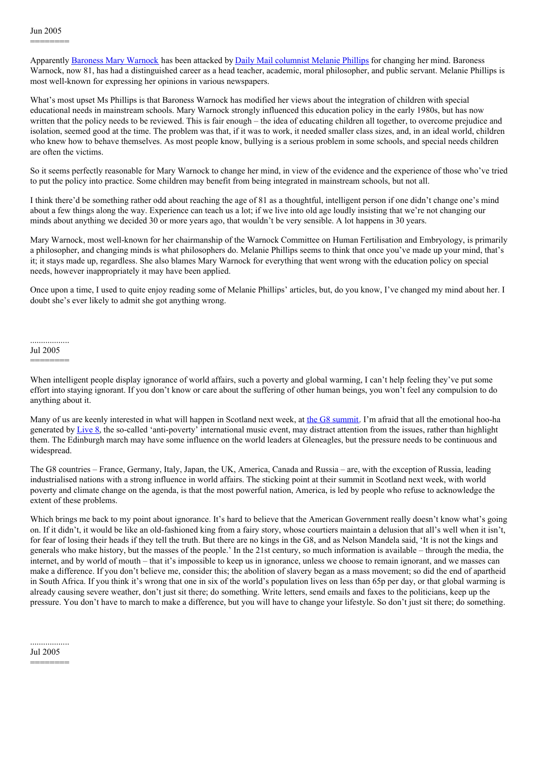Jun 2005
========

Apparently Baroness Mary Warnock has been attacked by Daily Mail columnist Melanie Phillips for changing her mind. Baroness Warnock, now 81, has had a distinguished career as a head teacher, academic, moral philosopher, and public servant. Melanie Phillips is most well-known for expressing her opinions in various newspapers.

What's most upset Ms Phillips is that Baroness Warnock has modified her views about the integration of children with special educational needs in mainstream schools. Mary Warnock strongly influenced this education policy in the early 1980s, but has now written that the policy needs to be reviewed. This is fair enough – the idea of educating children all together, to overcome prejudice and isolation, seemed good at the time. The problem was that, if it was to work, it needed smaller class sizes, and, in an ideal world, children who knew how to behave themselves. As most people know, bullying is a serious problem in some schools, and special needs children are often the victims.

So it seems perfectly reasonable for Mary Warnock to change her mind, in view of the evidence and the experience of those who've tried to put the policy into practice. Some children may benefit from being integrated in mainstream schools, but not all.

I think there'd be something rather odd about reaching the age of 81 as a thoughtful, intelligent person if one didn't change one's mind about a few things along the way. Experience can teach us a lot; if we live into old age loudly insisting that we're not changing our minds about anything we decided 30 or more years ago, that wouldn't be very sensible. A lot happens in 30 years.

Mary Warnock, most well-known for her chairmanship of the Warnock Committee on Human Fertilisation and Embryology, is primarily a philosopher, and changing minds is what philosophers do. Melanie Phillips seems to think that once you've made up your mind, that's it; it stays made up, regardless. She also blames Mary Warnock for everything that went wrong with the education policy on special needs, however inappropriately it may have been applied.

Once upon a time, I used to quite enjoy reading some of Melanie Phillips' articles, but, do you know, I've changed my mind about her. I doubt she's ever likely to admit she got anything wrong.

..................
Jul 2005
========

When intelligent people display ignorance of world affairs, such a poverty and global warming, I can't help feeling they've put some effort into staying ignorant. If you don't know or care about the suffering of other human beings, you won't feel any compulsion to do anything about it.

Many of us are keenly interested in what will happen in Scotland next week, at the G8 summit. I'm afraid that all the emotional hoo-ha generated by Live 8, the so-called 'anti-poverty' international music event, may distract attention from the issues, rather than highlight them. The Edinburgh march may have some influence on the world leaders at Gleneagles, but the pressure needs to be continuous and widespread.

The G8 countries – France, Germany, Italy, Japan, the UK, America, Canada and Russia – are, with the exception of Russia, leading industrialised nations with a strong influence in world affairs. The sticking point at their summit in Scotland next week, with world poverty and climate change on the agenda, is that the most powerful nation, America, is led by people who refuse to acknowledge the extent of these problems.

Which brings me back to my point about ignorance. It's hard to believe that the American Government really doesn't know what's going on. If it didn't, it would be like an old-fashioned king from a fairy story, whose courtiers maintain a delusion that all's well when it isn't, for fear of losing their heads if they tell the truth. But there are no kings in the G8, and as Nelson Mandela said, 'It is not the kings and generals who make history, but the masses of the people.' In the 21st century, so much information is available – through the media, the internet, and by world of mouth – that it's impossible to keep us in ignorance, unless we choose to remain ignorant, and we masses can make a difference. If you don't believe me, consider this; the abolition of slavery began as a mass movement; so did the end of apartheid in South Africa. If you think it's wrong that one in six of the world's population lives on less than 65p per day, or that global warming is already causing severe weather, don't just sit there; do something. Write letters, send emails and faxes to the politicians, keep up the pressure. You don't have to march to make a difference, but you will have to change your lifestyle. So don't just sit there; do something.

..................
Jul 2005
========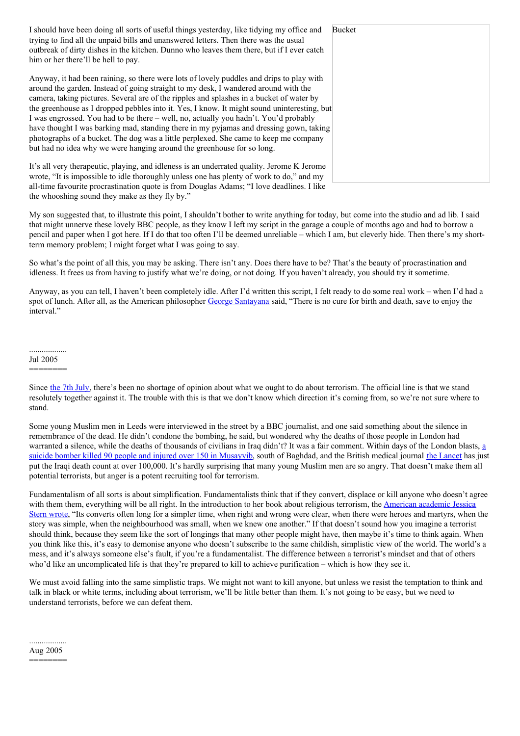I should have been doing all sorts of useful things yesterday, like tidying my office and trying to find all the unpaid bills and unanswered letters. Then there was the usual outbreak of dirty dishes in the kitchen. Dunno who leaves them there, but if I ever catch him or her there'll be hell to pay.

Bucket

Anyway, it had been raining, so there were lots of lovely puddles and drips to play with around the garden. Instead of going straight to my desk, I wandered around with the camera, taking pictures. Several are of the ripples and splashes in a bucket of water by the greenhouse as I dropped pebbles into it. Yes, I know. It might sound uninteresting, but I was engrossed. You had to be there – well, no, actually you hadn't. You'd probably have thought I was barking mad, standing there in my pyjamas and dressing gown, taking photographs of a bucket. The dog was a little perplexed. She came to keep me company but had no idea why we were hanging around the greenhouse for so long.

It's all very therapeutic, playing, and idleness is an underrated quality. Jerome K Jerome wrote, "It is impossible to idle thoroughly unless one has plenty of work to do," and my all-time favourite procrastination quote is from Douglas Adams; "I love deadlines. I like the whooshing sound they make as they fly by."

My son suggested that, to illustrate this point, I shouldn't bother to write anything for today, but come into the studio and ad lib. I said that might unnerve these lovely BBC people, as they know I left my script in the garage a couple of months ago and had to borrow a pencil and paper when I got here. If I do that too often I'll be deemed unreliable – which I am, but cleverly hide. Then there's my short-term memory problem; I might forget what I was going to say.

So what's the point of all this, you may be asking. There isn't any. Does there have to be? That's the beauty of procrastination and idleness. It frees us from having to justify what we're doing, or not doing. If you haven't already, you should try it sometime.

Anyway, as you can tell, I haven't been completely idle. After I'd written this script, I felt ready to do some real work – when I'd had a spot of lunch. After all, as the American philosopher George Santayana said, "There is no cure for birth and death, save to enjoy the interval."

..................
Jul 2005
========

Since the 7th July, there's been no shortage of opinion about what we ought to do about terrorism. The official line is that we stand resolutely together against it. The trouble with this is that we don't know which direction it's coming from, so we're not sure where to stand.

Some young Muslim men in Leeds were interviewed in the street by a BBC journalist, and one said something about the silence in remembrance of the dead. He didn't condone the bombing, he said, but wondered why the deaths of those people in London had warranted a silence, while the deaths of thousands of civilians in Iraq didn't? It was a fair comment. Within days of the London blasts, a suicide bomber killed 90 people and injured over 150 in Musayyib, south of Baghdad, and the British medical journal the Lancet has just put the Iraqi death count at over 100,000. It's hardly surprising that many young Muslim men are so angry. That doesn't make them all potential terrorists, but anger is a potent recruiting tool for terrorism.

Fundamentalism of all sorts is about simplification. Fundamentalists think that if they convert, displace or kill anyone who doesn't agree with them them, everything will be all right. In the introduction to her book about religious terrorism, the American academic Jessica Stern wrote, "Its converts often long for a simpler time, when right and wrong were clear, when there were heroes and martyrs, when the story was simple, when the neighbourhood was small, when we knew one another." If that doesn't sound how you imagine a terrorist should think, because they seem like the sort of longings that many other people might have, then maybe it's time to think again. When you think like this, it's easy to demonise anyone who doesn't subscribe to the same childish, simplistic view of the world. The world's a mess, and it's always someone else's fault, if you're a fundamentalist. The difference between a terrorist's mindset and that of others who'd like an uncomplicated life is that they're prepared to kill to achieve purification – which is how they see it.

We must avoid falling into the same simplistic traps. We might not want to kill anyone, but unless we resist the temptation to think and talk in black or white terms, including about terrorism, we'll be little better than them. It's not going to be easy, but we need to understand terrorists, before we can defeat them.

..................
Aug 2005
========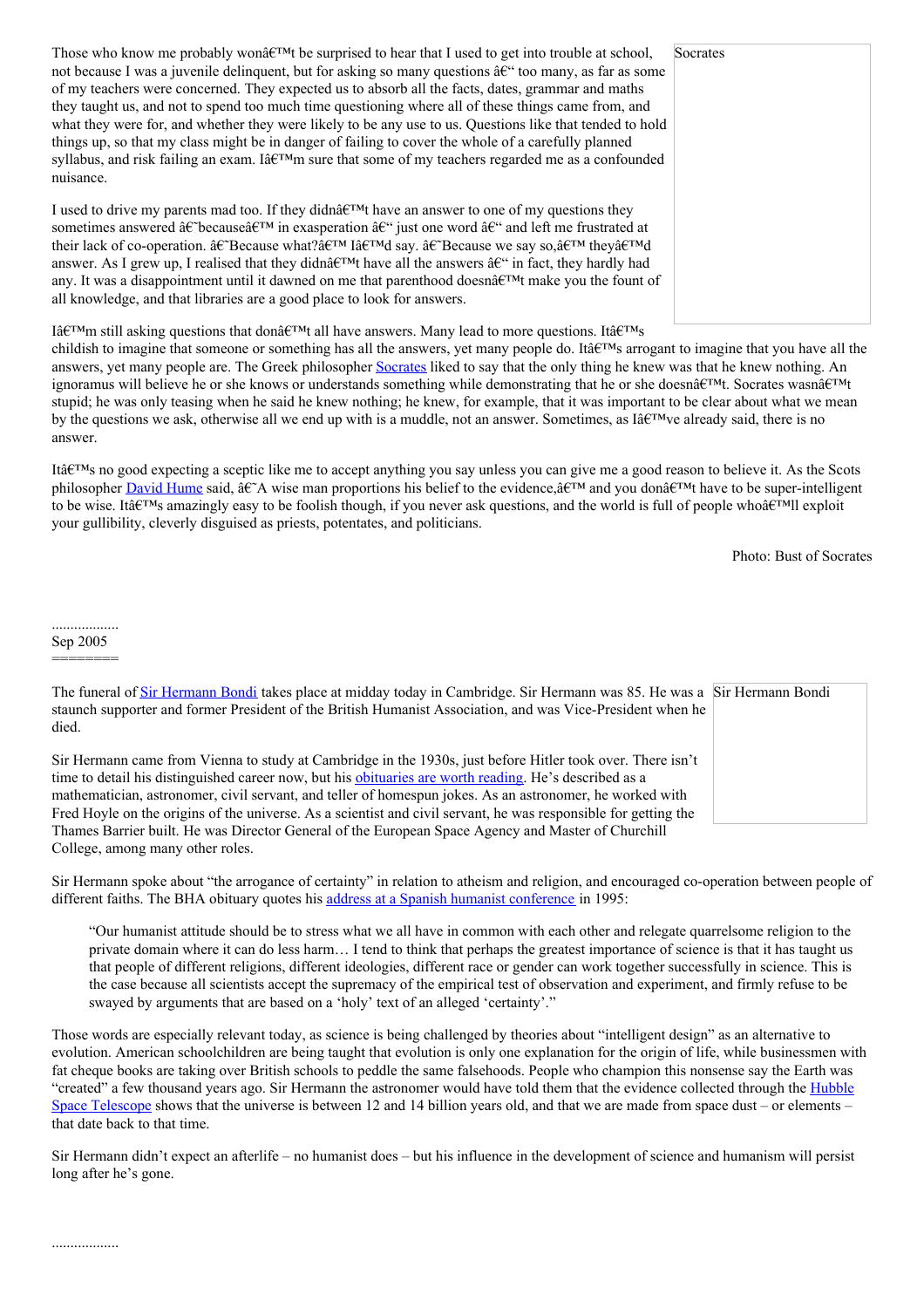Those who know me probably wonâ€™t be surprised to hear that I used to get into trouble at school, not because I was a juvenile delinquent, but for asking so many questions â€“ too many, as far as some of my teachers were concerned. They expected us to absorb all the facts, dates, grammar and maths they taught us, and not to spend too much time questioning where all of these things came from, and what they were for, and whether they were likely to be any use to us. Questions like that tended to hold things up, so that my class might be in danger of failing to cover the whole of a carefully planned syllabus, and risk failing an exam. Iâ€™m sure that some of my teachers regarded me as a confounded nuisance.

Socrates

I used to drive my parents mad too. If they didnâ€™t have an answer to one of my questions they sometimes answered â€˜becauseâ€™ in exasperation â€“ just one word â€“ and left me frustrated at their lack of co-operation. â€˜Because what?â€™ Iâ€™d say. â€˜Because we say so,â€™ theyâ€™d answer. As I grew up, I realised that they didnâ€™t have all the answers â€“ in fact, they hardly had any. It was a disappointment until it dawned on me that parenthood doesnâ€™t make you the fount of all knowledge, and that libraries are a good place to look for answers.

Iâ€™m still asking questions that donâ€™t all have answers. Many lead to more questions. Itâ€™s childish to imagine that someone or something has all the answers, yet many people do. Itâ€™s arrogant to imagine that you have all the answers, yet many people are. The Greek philosopher Socrates liked to say that the only thing he knew was that he knew nothing. An ignoramus will believe he or she knows or understands something while demonstrating that he or she doesnâ€™t. Socrates wasnâ€™t stupid; he was only teasing when he said he knew nothing; he knew, for example, that it was important to be clear about what we mean by the questions we ask, otherwise all we end up with is a muddle, not an answer. Sometimes, as Iâ€™ve already said, there is no answer.

Itâ€™s no good expecting a sceptic like me to accept anything you say unless you can give me a good reason to believe it. As the Scots philosopher David Hume said, â€˜A wise man proportions his belief to the evidence,â€™ and you donâ€™t have to be super-intelligent to be wise. Itâ€™s amazingly easy to be foolish though, if you never ask questions, and the world is full of people whoâ€™ll exploit your gullibility, cleverly disguised as priests, potentates, and politicians.

Photo: Bust of Socrates

..................
Sep 2005
========

The funeral of Sir Hermann Bondi takes place at midday today in Cambridge. Sir Hermann was 85. He was a staunch supporter and former President of the British Humanist Association, and was Vice-President when he died.

Sir Hermann Bondi

Sir Hermann came from Vienna to study at Cambridge in the 1930s, just before Hitler took over. There isn't time to detail his distinguished career now, but his obituaries are worth reading. He's described as a mathematician, astronomer, civil servant, and teller of homespun jokes. As an astronomer, he worked with Fred Hoyle on the origins of the universe. As a scientist and civil servant, he was responsible for getting the Thames Barrier built. He was Director General of the European Space Agency and Master of Churchill College, among many other roles.

Sir Hermann spoke about "the arrogance of certainty" in relation to atheism and religion, and encouraged co-operation between people of different faiths. The BHA obituary quotes his address at a Spanish humanist conference in 1995:

> "Our humanist attitude should be to stress what we all have in common with each other and relegate quarrelsome religion to the private domain where it can do less harm… I tend to think that perhaps the greatest importance of science is that it has taught us that people of different religions, different ideologies, different race or gender can work together successfully in science. This is the case because all scientists accept the supremacy of the empirical test of observation and experiment, and firmly refuse to be swayed by arguments that are based on a 'holy' text of an alleged 'certainty'."

Those words are especially relevant today, as science is being challenged by theories about "intelligent design" as an alternative to evolution. American schoolchildren are being taught that evolution is only one explanation for the origin of life, while businessmen with fat cheque books are taking over British schools to peddle the same falsehoods. People who champion this nonsense say the Earth was "created" a few thousand years ago. Sir Hermann the astronomer would have told them that the evidence collected through the Hubble Space Telescope shows that the universe is between 12 and 14 billion years old, and that we are made from space dust – or elements – that date back to that time.

Sir Hermann didn't expect an afterlife – no humanist does – but his influence in the development of science and humanism will persist long after he's gone.

..................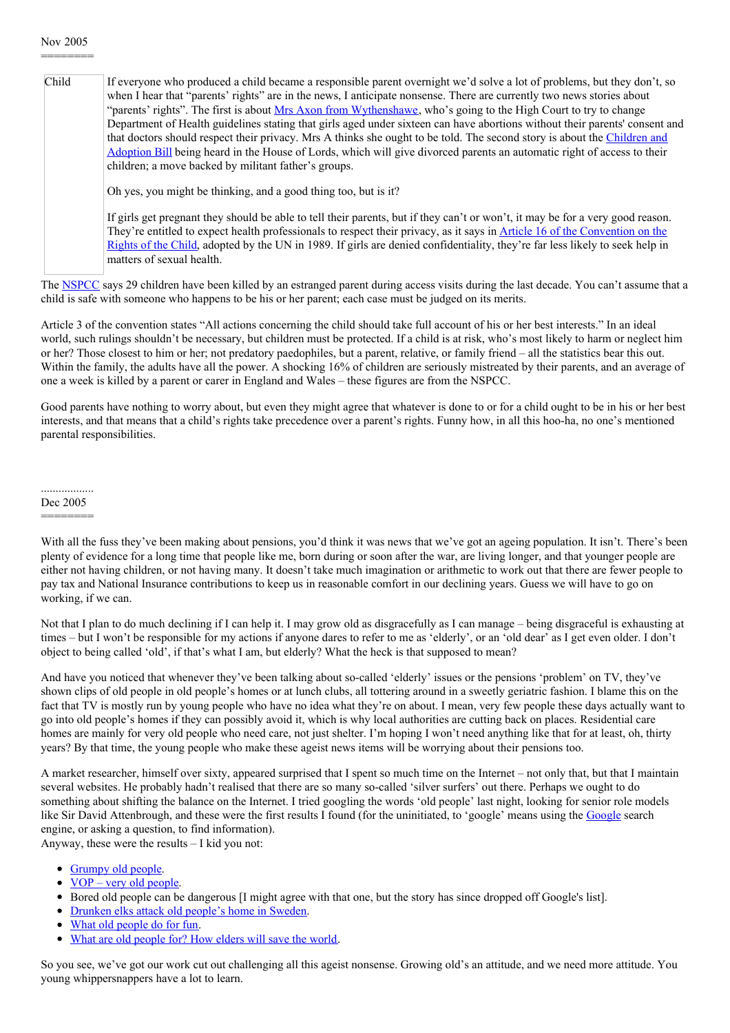Nov 2005
========

Child

If everyone who produced a child became a responsible parent overnight we'd solve a lot of problems, but they don't, so when I hear that "parents' rights" are in the news, I anticipate nonsense. There are currently two news stories about "parents' rights". The first is about Mrs Axon from Wythenshawe, who's going to the High Court to try to change Department of Health guidelines stating that girls aged under sixteen can have abortions without their parents' consent and that doctors should respect their privacy. Mrs A thinks she ought to be told. The second story is about the Children and Adoption Bill being heard in the House of Lords, which will give divorced parents an automatic right of access to their children; a move backed by militant father's groups.

Oh yes, you might be thinking, and a good thing too, but is it?

If girls get pregnant they should be able to tell their parents, but if they can't or won't, it may be for a very good reason. They're entitled to expect health professionals to respect their privacy, as it says in Article 16 of the Convention on the Rights of the Child, adopted by the UN in 1989. If girls are denied confidentiality, they're far less likely to seek help in matters of sexual health.

The NSPCC says 29 children have been killed by an estranged parent during access visits during the last decade. You can't assume that a child is safe with someone who happens to be his or her parent; each case must be judged on its merits.

Article 3 of the convention states "All actions concerning the child should take full account of his or her best interests." In an ideal world, such rulings shouldn't be necessary, but children must be protected. If a child is at risk, who's most likely to harm or neglect him or her? Those closest to him or her; not predatory paedophiles, but a parent, relative, or family friend – all the statistics bear this out. Within the family, the adults have all the power. A shocking 16% of children are seriously mistreated by their parents, and an average of one a week is killed by a parent or carer in England and Wales – these figures are from the NSPCC.

Good parents have nothing to worry about, but even they might agree that whatever is done to or for a child ought to be in his or her best interests, and that means that a child's rights take precedence over a parent's rights. Funny how, in all this hoo-ha, no one's mentioned parental responsibilities.

..................
Dec 2005
========

With all the fuss they've been making about pensions, you'd think it was news that we've got an ageing population. It isn't. There's been plenty of evidence for a long time that people like me, born during or soon after the war, are living longer, and that younger people are either not having children, or not having many. It doesn't take much imagination or arithmetic to work out that there are fewer people to pay tax and National Insurance contributions to keep us in reasonable comfort in our declining years. Guess we will have to go on working, if we can.

Not that I plan to do much declining if I can help it. I may grow old as disgracefully as I can manage – being disgraceful is exhausting at times – but I won't be responsible for my actions if anyone dares to refer to me as 'elderly', or an 'old dear' as I get even older. I don't object to being called 'old', if that's what I am, but elderly? What the heck is that supposed to mean?

And have you noticed that whenever they've been talking about so-called 'elderly' issues or the pensions 'problem' on TV, they've shown clips of old people in old people's homes or at lunch clubs, all tottering around in a sweetly geriatric fashion. I blame this on the fact that TV is mostly run by young people who have no idea what they're on about. I mean, very few people these days actually want to go into old people's homes if they can possibly avoid it, which is why local authorities are cutting back on places. Residential care homes are mainly for very old people who need care, not just shelter. I'm hoping I won't need anything like that for at least, oh, thirty years? By that time, the young people who make these ageist news items will be worrying about their pensions too.

A market researcher, himself over sixty, appeared surprised that I spent so much time on the Internet – not only that, but that I maintain several websites. He probably hadn't realised that there are so many so-called 'silver surfers' out there. Perhaps we ought to do something about shifting the balance on the Internet. I tried googling the words 'old people' last night, looking for senior role models like Sir David Attenbrough, and these were the first results I found (for the uninitiated, to 'google' means using the Google search engine, or asking a question, to find information).
Anyway, these were the results – I kid you not:

- Grumpy old people.
- VOP – very old people.
- Bored old people can be dangerous [I might agree with that one, but the story has since dropped off Google's list].
- Drunken elks attack old people's home in Sweden.
- What old people do for fun.
- What are old people for? How elders will save the world.

So you see, we've got our work cut out challenging all this ageist nonsense. Growing old's an attitude, and we need more attitude. You young whippersnappers have a lot to learn.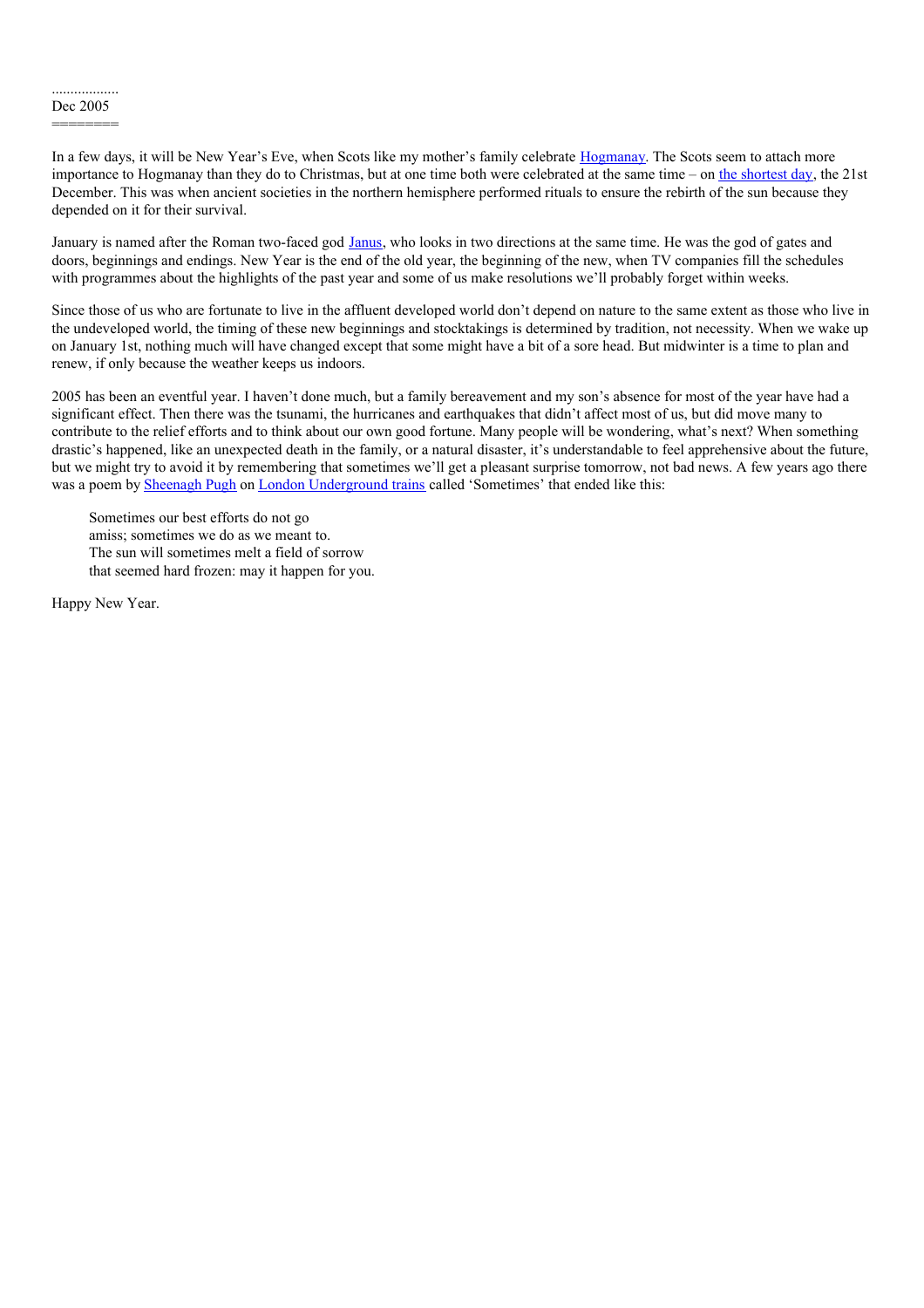..................
Dec 2005
========

In a few days, it will be New Year's Eve, when Scots like my mother's family celebrate Hogmanay. The Scots seem to attach more importance to Hogmanay than they do to Christmas, but at one time both were celebrated at the same time – on the shortest day, the 21st December. This was when ancient societies in the northern hemisphere performed rituals to ensure the rebirth of the sun because they depended on it for their survival.

January is named after the Roman two-faced god Janus, who looks in two directions at the same time. He was the god of gates and doors, beginnings and endings. New Year is the end of the old year, the beginning of the new, when TV companies fill the schedules with programmes about the highlights of the past year and some of us make resolutions we'll probably forget within weeks.

Since those of us who are fortunate to live in the affluent developed world don't depend on nature to the same extent as those who live in the undeveloped world, the timing of these new beginnings and stocktakings is determined by tradition, not necessity. When we wake up on January 1st, nothing much will have changed except that some might have a bit of a sore head. But midwinter is a time to plan and renew, if only because the weather keeps us indoors.

2005 has been an eventful year. I haven't done much, but a family bereavement and my son's absence for most of the year have had a significant effect. Then there was the tsunami, the hurricanes and earthquakes that didn't affect most of us, but did move many to contribute to the relief efforts and to think about our own good fortune. Many people will be wondering, what's next? When something drastic's happened, like an unexpected death in the family, or a natural disaster, it's understandable to feel apprehensive about the future, but we might try to avoid it by remembering that sometimes we'll get a pleasant surprise tomorrow, not bad news. A few years ago there was a poem by Sheenagh Pugh on London Underground trains called 'Sometimes' that ended like this:

> Sometimes our best efforts do not go
> amiss; sometimes we do as we meant to.
> The sun will sometimes melt a field of sorrow
> that seemed hard frozen: may it happen for you.

Happy New Year.